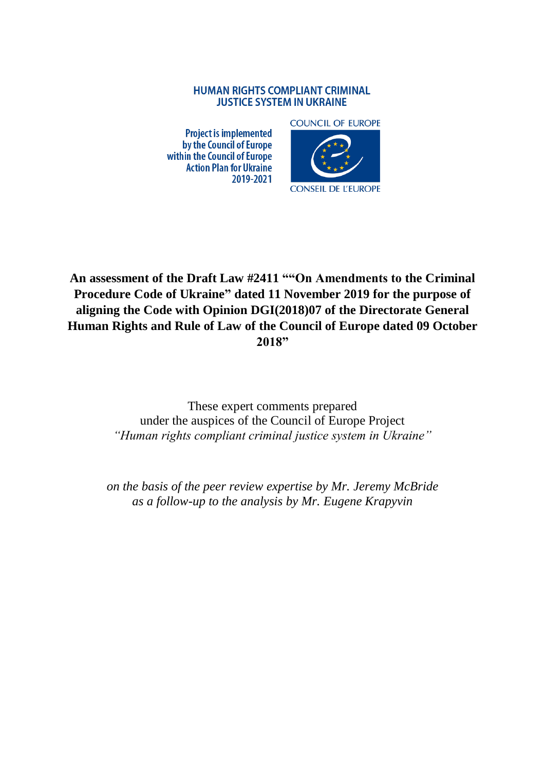**HUMAN RIGHTS COMPLIANT CRIMINAL JUSTICE SYSTEM IN UKRAINE**

**Project is implemented by the Council of Europe within the Council of Europe Action Plan for Ukraine 2019-2021**

COUNCIL OF EUROPE

CONSEIL DE L'EUROPE

# An assessment of the Draft Law #2411 ""On Amendments to the Criminal Procedure Code of Ukraine" dated 11 November 2019 for the purpose of aligning the Code with Opinion DGI(2018)07 of the Directorate General Human Rights and Rule of Law of the Council of Europe dated 09 October 2018"

These expert comments prepared
under the auspices of the Council of Europe Project
*"Human rights compliant criminal justice system in Ukraine"*

*on the basis of the peer review expertise by Mr. Jeremy McBride*
*as a follow-up to the analysis by Mr. Eugene Krapyvin*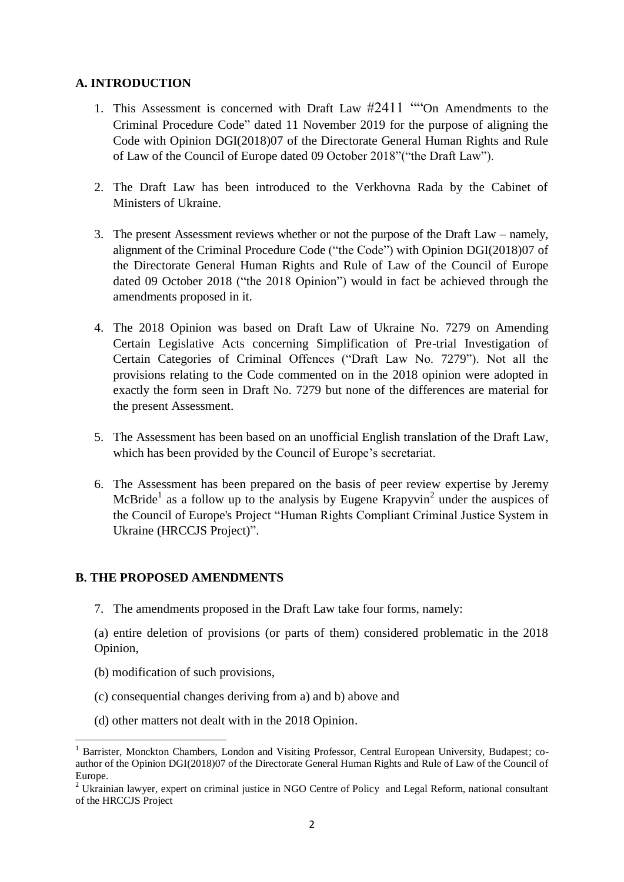## A. INTRODUCTION

1. This Assessment is concerned with Draft Law #2411 ""On Amendments to the Criminal Procedure Code" dated 11 November 2019 for the purpose of aligning the Code with Opinion DGI(2018)07 of the Directorate General Human Rights and Rule of Law of the Council of Europe dated 09 October 2018"("the Draft Law").

2. The Draft Law has been introduced to the Verkhovna Rada by the Cabinet of Ministers of Ukraine.

3. The present Assessment reviews whether or not the purpose of the Draft Law – namely, alignment of the Criminal Procedure Code ("the Code") with Opinion DGI(2018)07 of the Directorate General Human Rights and Rule of Law of the Council of Europe dated 09 October 2018 ("the 2018 Opinion") would in fact be achieved through the amendments proposed in it.

4. The 2018 Opinion was based on Draft Law of Ukraine No. 7279 on Amending Certain Legislative Acts concerning Simplification of Pre-trial Investigation of Certain Categories of Criminal Offences ("Draft Law No. 7279"). Not all the provisions relating to the Code commented on in the 2018 opinion were adopted in exactly the form seen in Draft No. 7279 but none of the differences are material for the present Assessment.

5. The Assessment has been based on an unofficial English translation of the Draft Law, which has been provided by the Council of Europe's secretariat.

6. The Assessment has been prepared on the basis of peer review expertise by Jeremy McBride[1] as a follow up to the analysis by Eugene Krapyvin[2] under the auspices of the Council of Europe's Project "Human Rights Compliant Criminal Justice System in Ukraine (HRCCJS Project)".

## B. THE PROPOSED AMENDMENTS

7. The amendments proposed in the Draft Law take four forms, namely:

(a) entire deletion of provisions (or parts of them) considered problematic in the 2018 Opinion,

(b) modification of such provisions,

(c) consequential changes deriving from a) and b) above and

(d) other matters not dealt with in the 2018 Opinion.

---

[1] Barrister, Monckton Chambers, London and Visiting Professor, Central European University, Budapest; co-author of the Opinion DGI(2018)07 of the Directorate General Human Rights and Rule of Law of the Council of Europe.

[2] Ukrainian lawyer, expert on criminal justice in NGO Centre of Policy and Legal Reform, national consultant of the HRCCJS Project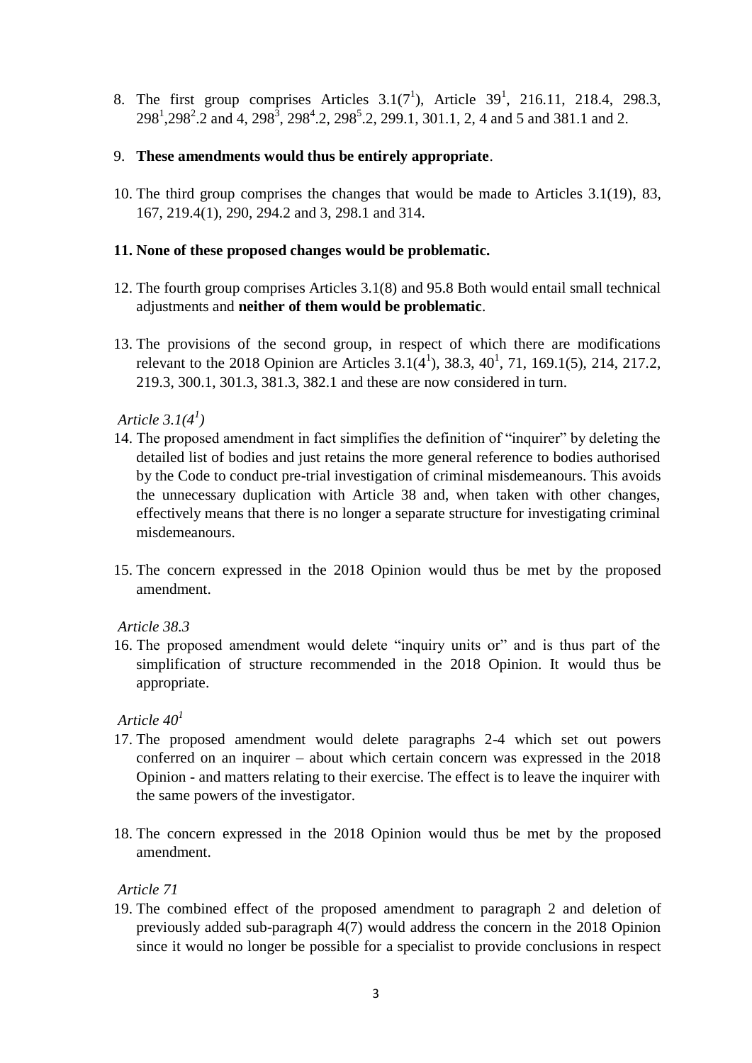8. The first group comprises Articles $3.1(7^1)$, Article $39^1$, 216.11, 218.4, 298.3, $298^1$, $298^2$.2 and 4, $298^3$, $298^4$.2, $298^5$.2, 299.1, 301.1, 2, 4 and 5 and 381.1 and 2.

9. **These amendments would thus be entirely appropriate**.

10. The third group comprises the changes that would be made to Articles 3.1(19), 83, 167, 219.4(1), 290, 294.2 and 3, 298.1 and 314.

11. **None of these proposed changes would be problematic.**

12. The fourth group comprises Articles 3.1(8) and 95.8 Both would entail small technical adjustments and **neither of them would be problematic**.

13. The provisions of the second group, in respect of which there are modifications relevant to the 2018 Opinion are Articles $3.1(4^1)$, 38.3, $40^1$, 71, 169.1(5), 214, 217.2, 219.3, 300.1, 301.3, 381.3, 382.1 and these are now considered in turn.

*Article $3.1(4^1)$*

14. The proposed amendment in fact simplifies the definition of "inquirer" by deleting the detailed list of bodies and just retains the more general reference to bodies authorised by the Code to conduct pre-trial investigation of criminal misdemeanours. This avoids the unnecessary duplication with Article 38 and, when taken with other changes, effectively means that there is no longer a separate structure for investigating criminal misdemeanours.

15. The concern expressed in the 2018 Opinion would thus be met by the proposed amendment.

*Article 38.3*

16. The proposed amendment would delete "inquiry units or" and is thus part of the simplification of structure recommended in the 2018 Opinion. It would thus be appropriate.

*Article $40^1$*

17. The proposed amendment would delete paragraphs 2-4 which set out powers conferred on an inquirer – about which certain concern was expressed in the 2018 Opinion - and matters relating to their exercise. The effect is to leave the inquirer with the same powers of the investigator.

18. The concern expressed in the 2018 Opinion would thus be met by the proposed amendment.

*Article 71*

19. The combined effect of the proposed amendment to paragraph 2 and deletion of previously added sub-paragraph 4(7) would address the concern in the 2018 Opinion since it would no longer be possible for a specialist to provide conclusions in respect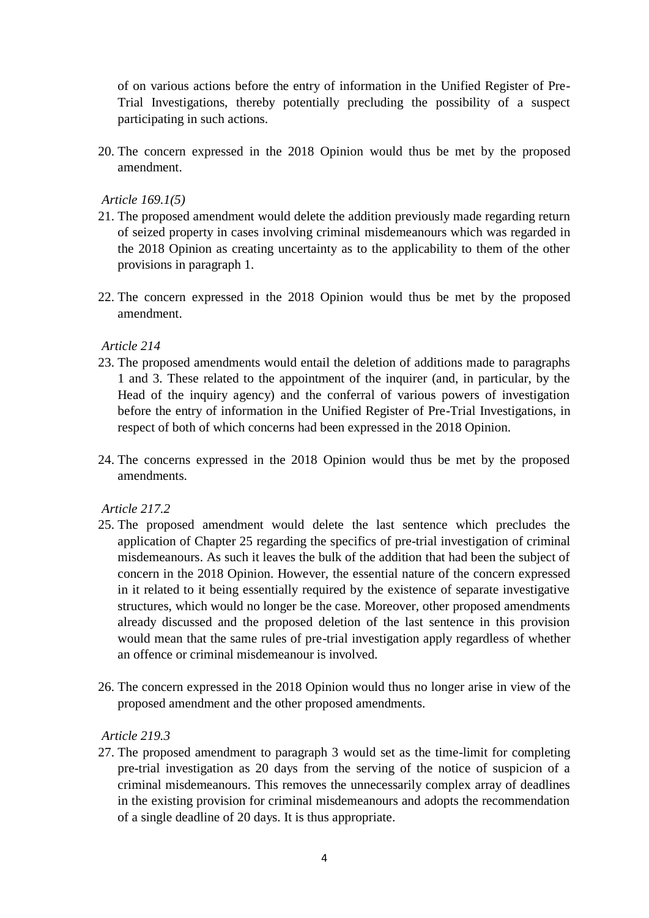of on various actions before the entry of information in the Unified Register of Pre-Trial Investigations, thereby potentially precluding the possibility of a suspect participating in such actions.

20. The concern expressed in the 2018 Opinion would thus be met by the proposed amendment.

*Article 169.1(5)*

21. The proposed amendment would delete the addition previously made regarding return of seized property in cases involving criminal misdemeanours which was regarded in the 2018 Opinion as creating uncertainty as to the applicability to them of the other provisions in paragraph 1.

22. The concern expressed in the 2018 Opinion would thus be met by the proposed amendment.

*Article 214*

23. The proposed amendments would entail the deletion of additions made to paragraphs 1 and 3. These related to the appointment of the inquirer (and, in particular, by the Head of the inquiry agency) and the conferral of various powers of investigation before the entry of information in the Unified Register of Pre-Trial Investigations, in respect of both of which concerns had been expressed in the 2018 Opinion.

24. The concerns expressed in the 2018 Opinion would thus be met by the proposed amendments.

*Article 217.2*

25. The proposed amendment would delete the last sentence which precludes the application of Chapter 25 regarding the specifics of pre-trial investigation of criminal misdemeanours. As such it leaves the bulk of the addition that had been the subject of concern in the 2018 Opinion. However, the essential nature of the concern expressed in it related to it being essentially required by the existence of separate investigative structures, which would no longer be the case. Moreover, other proposed amendments already discussed and the proposed deletion of the last sentence in this provision would mean that the same rules of pre-trial investigation apply regardless of whether an offence or criminal misdemeanour is involved.

26. The concern expressed in the 2018 Opinion would thus no longer arise in view of the proposed amendment and the other proposed amendments.

*Article 219.3*

27. The proposed amendment to paragraph 3 would set as the time-limit for completing pre-trial investigation as 20 days from the serving of the notice of suspicion of a criminal misdemeanours. This removes the unnecessarily complex array of deadlines in the existing provision for criminal misdemeanours and adopts the recommendation of a single deadline of 20 days. It is thus appropriate.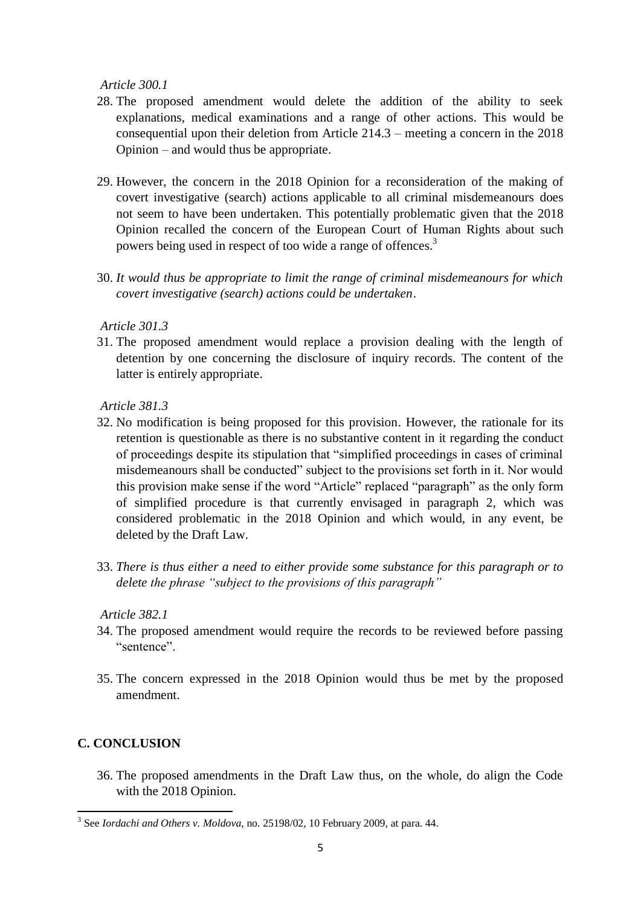*Article 300.1*

28. The proposed amendment would delete the addition of the ability to seek explanations, medical examinations and a range of other actions. This would be consequential upon their deletion from Article 214.3 – meeting a concern in the 2018 Opinion – and would thus be appropriate.

29. However, the concern in the 2018 Opinion for a reconsideration of the making of covert investigative (search) actions applicable to all criminal misdemeanours does not seem to have been undertaken. This potentially problematic given that the 2018 Opinion recalled the concern of the European Court of Human Rights about such powers being used in respect of too wide a range of offences.[3]

30. *It would thus be appropriate to limit the range of criminal misdemeanours for which covert investigative (search) actions could be undertaken*.

*Article 301.3*

31. The proposed amendment would replace a provision dealing with the length of detention by one concerning the disclosure of inquiry records. The content of the latter is entirely appropriate.

*Article 381.3*

32. No modification is being proposed for this provision. However, the rationale for its retention is questionable as there is no substantive content in it regarding the conduct of proceedings despite its stipulation that "simplified proceedings in cases of criminal misdemeanours shall be conducted" subject to the provisions set forth in it. Nor would this provision make sense if the word "Article" replaced "paragraph" as the only form of simplified procedure is that currently envisaged in paragraph 2, which was considered problematic in the 2018 Opinion and which would, in any event, be deleted by the Draft Law.

33. *There is thus either a need to either provide some substance for this paragraph or to delete the phrase "subject to the provisions of this paragraph"*

*Article 382.1*

34. The proposed amendment would require the records to be reviewed before passing "sentence".

35. The concern expressed in the 2018 Opinion would thus be met by the proposed amendment.

## C. CONCLUSION

36. The proposed amendments in the Draft Law thus, on the whole, do align the Code with the 2018 Opinion.

---

[3] See *Iordachi and Others v. Moldova*, no. 25198/02, 10 February 2009, at para. 44.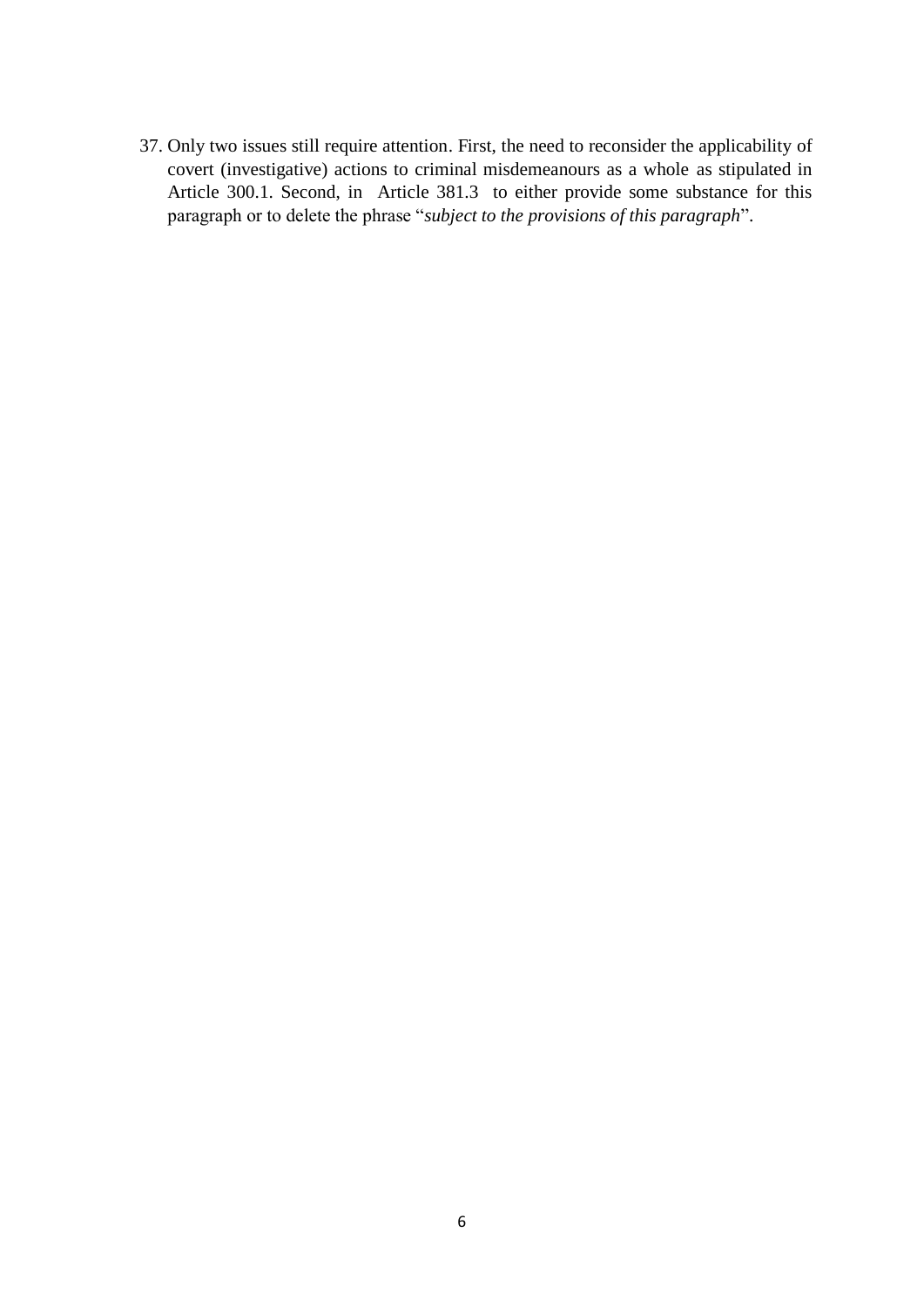37. Only two issues still require attention. First, the need to reconsider the applicability of covert (investigative) actions to criminal misdemeanours as a whole as stipulated in Article 300.1. Second, in Article 381.3 to either provide some substance for this paragraph or to delete the phrase "*subject to the provisions of this paragraph*".